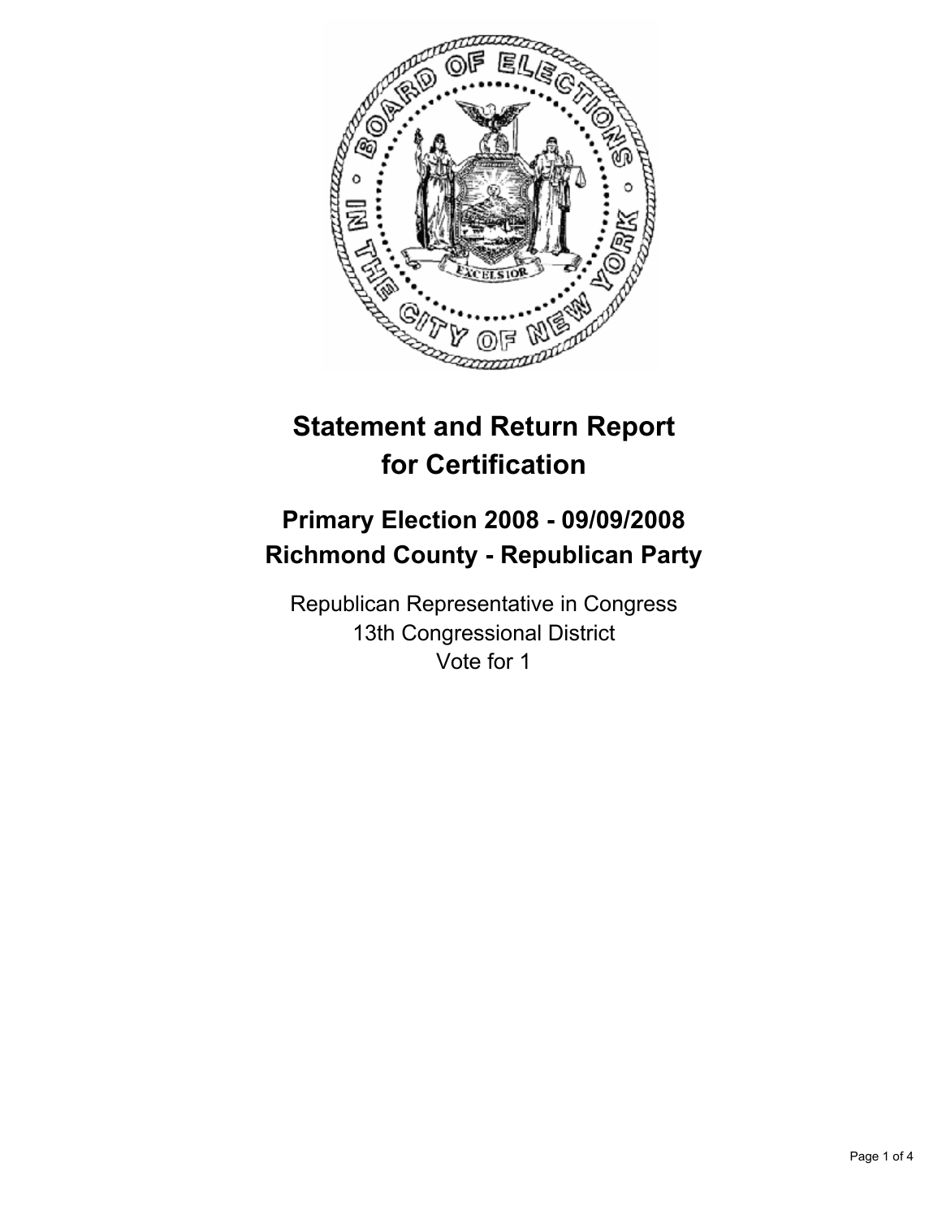# Statement and Return Report for Certification

## Primary Election 2008 - 09/09/2008
## Richmond County - Republican Party

Republican Representative in Congress
13th Congressional District
Vote for 1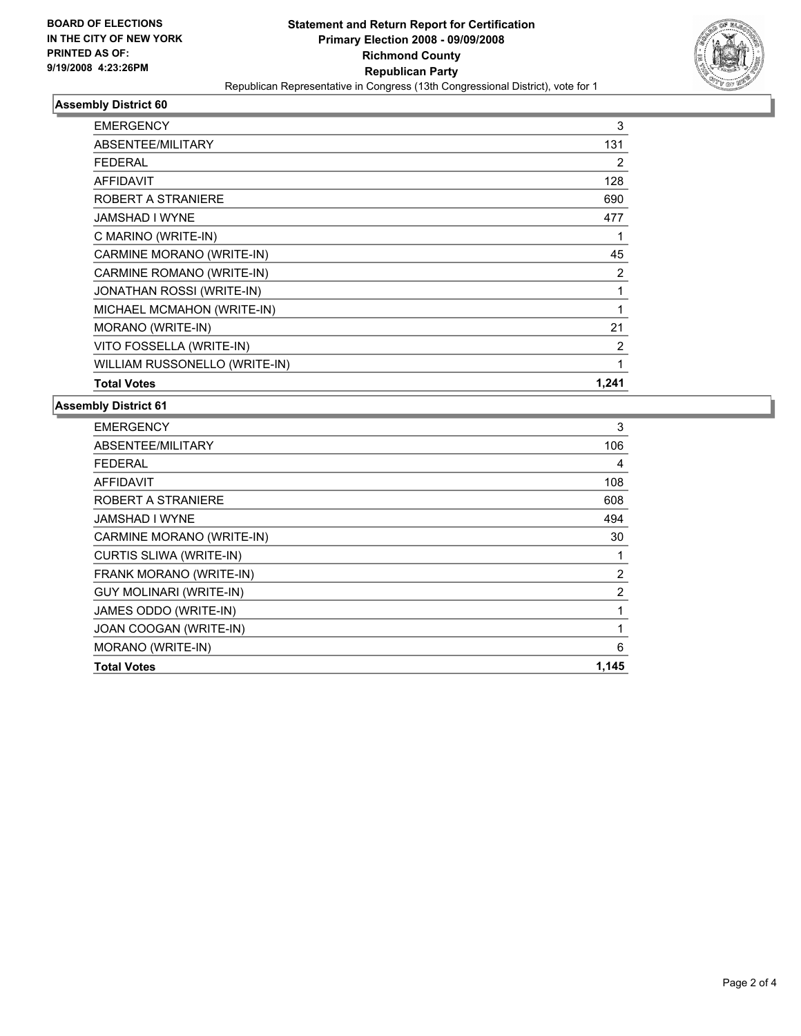BOARD OF ELECTIONS
IN THE CITY OF NEW YORK
PRINTED AS OF:
9/19/2008 4:23:26PM

# Statement and Return Report for Certification
## Primary Election 2008 - 09/09/2008
## Richmond County
## Republican Party

Republican Representative in Congress (13th Congressional District), vote for 1

### Assembly District 60

| | |
|---|---|
| EMERGENCY | 3 |
| ABSENTEE/MILITARY | 131 |
| FEDERAL | 2 |
| AFFIDAVIT | 128 |
| ROBERT A STRANIERE | 690 |
| JAMSHAD I WYNE | 477 |
| C MARINO (WRITE-IN) | 1 |
| CARMINE MORANO (WRITE-IN) | 45 |
| CARMINE ROMANO (WRITE-IN) | 2 |
| JONATHAN ROSSI (WRITE-IN) | 1 |
| MICHAEL MCMAHON (WRITE-IN) | 1 |
| MORANO (WRITE-IN) | 21 |
| VITO FOSSELLA (WRITE-IN) | 2 |
| WILLIAM RUSSONELLO (WRITE-IN) | 1 |
| **Total Votes** | **1,241** |

### Assembly District 61

| | |
|---|---|
| EMERGENCY | 3 |
| ABSENTEE/MILITARY | 106 |
| FEDERAL | 4 |
| AFFIDAVIT | 108 |
| ROBERT A STRANIERE | 608 |
| JAMSHAD I WYNE | 494 |
| CARMINE MORANO (WRITE-IN) | 30 |
| CURTIS SLIWA (WRITE-IN) | 1 |
| FRANK MORANO (WRITE-IN) | 2 |
| GUY MOLINARI (WRITE-IN) | 2 |
| JAMES ODDO (WRITE-IN) | 1 |
| JOAN COOGAN (WRITE-IN) | 1 |
| MORANO (WRITE-IN) | 6 |
| **Total Votes** | **1,145** |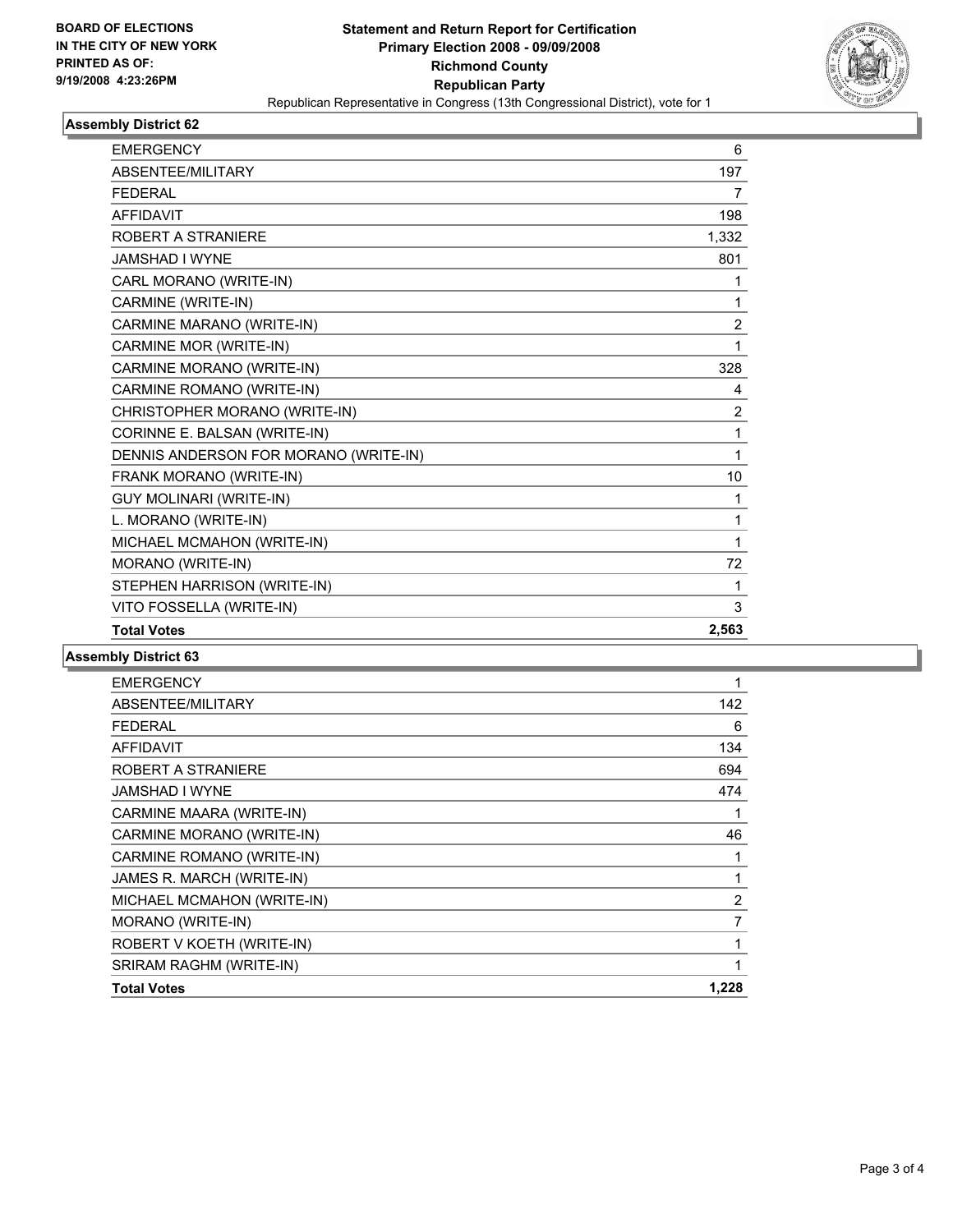**BOARD OF ELECTIONS IN THE CITY OF NEW YORK**
**PRINTED AS OF: 9/19/2008 4:23:26PM**

# Statement and Return Report for Certification
## Primary Election 2008 - 09/09/2008
## Richmond County
## Republican Party

Republican Representative in Congress (13th Congressional District), vote for 1

### Assembly District 62

| | |
|---|---|
| EMERGENCY | 6 |
| ABSENTEE/MILITARY | 197 |
| FEDERAL | 7 |
| AFFIDAVIT | 198 |
| ROBERT A STRANIERE | 1,332 |
| JAMSHAD I WYNE | 801 |
| CARL MORANO (WRITE-IN) | 1 |
| CARMINE (WRITE-IN) | 1 |
| CARMINE MARANO (WRITE-IN) | 2 |
| CARMINE MOR (WRITE-IN) | 1 |
| CARMINE MORANO (WRITE-IN) | 328 |
| CARMINE ROMANO (WRITE-IN) | 4 |
| CHRISTOPHER MORANO (WRITE-IN) | 2 |
| CORINNE E. BALSAN (WRITE-IN) | 1 |
| DENNIS ANDERSON FOR MORANO (WRITE-IN) | 1 |
| FRANK MORANO (WRITE-IN) | 10 |
| GUY MOLINARI (WRITE-IN) | 1 |
| L. MORANO (WRITE-IN) | 1 |
| MICHAEL MCMAHON (WRITE-IN) | 1 |
| MORANO (WRITE-IN) | 72 |
| STEPHEN HARRISON (WRITE-IN) | 1 |
| VITO FOSSELLA (WRITE-IN) | 3 |
| **Total Votes** | **2,563** |

### Assembly District 63

| | |
|---|---|
| EMERGENCY | 1 |
| ABSENTEE/MILITARY | 142 |
| FEDERAL | 6 |
| AFFIDAVIT | 134 |
| ROBERT A STRANIERE | 694 |
| JAMSHAD I WYNE | 474 |
| CARMINE MAARA (WRITE-IN) | 1 |
| CARMINE MORANO (WRITE-IN) | 46 |
| CARMINE ROMANO (WRITE-IN) | 1 |
| JAMES R. MARCH (WRITE-IN) | 1 |
| MICHAEL MCMAHON (WRITE-IN) | 2 |
| MORANO (WRITE-IN) | 7 |
| ROBERT V KOETH (WRITE-IN) | 1 |
| SRIRAM RAGHM (WRITE-IN) | 1 |
| **Total Votes** | **1,228** |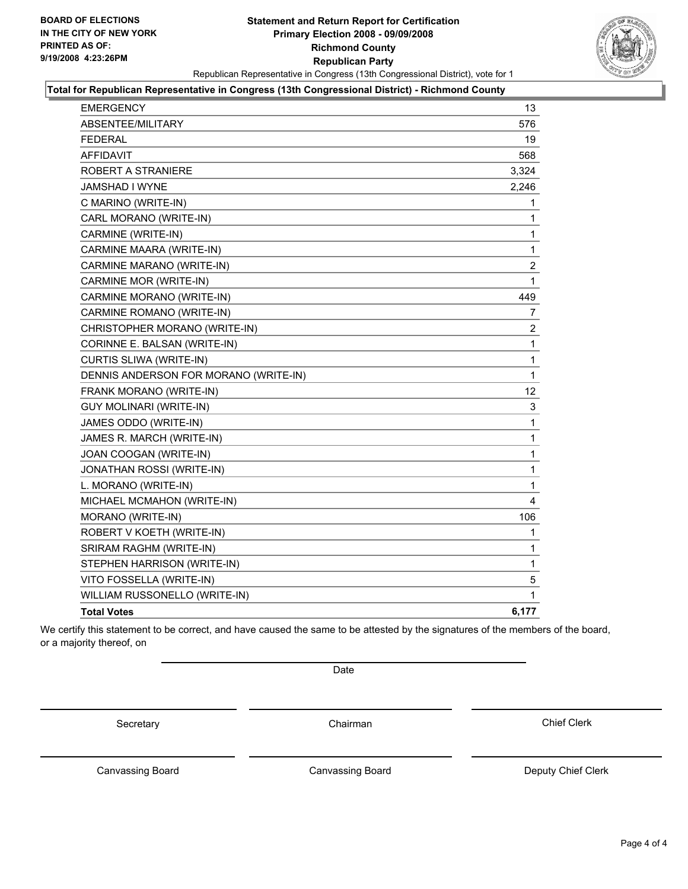**BOARD OF ELECTIONS IN THE CITY OF NEW YORK PRINTED AS OF: 9/19/2008 4:23:26PM**

**Statement and Return Report for Certification**
**Primary Election 2008 - 09/09/2008**
**Richmond County**
**Republican Party**

Republican Representative in Congress (13th Congressional District), vote for 1

**Total for Republican Representative in Congress (13th Congressional District) - Richmond County**

| | |
|---|---|
| EMERGENCY | 13 |
| ABSENTEE/MILITARY | 576 |
| FEDERAL | 19 |
| AFFIDAVIT | 568 |
| ROBERT A STRANIERE | 3,324 |
| JAMSHAD I WYNE | 2,246 |
| C MARINO (WRITE-IN) | 1 |
| CARL MORANO (WRITE-IN) | 1 |
| CARMINE (WRITE-IN) | 1 |
| CARMINE MAARA (WRITE-IN) | 1 |
| CARMINE MARANO (WRITE-IN) | 2 |
| CARMINE MOR (WRITE-IN) | 1 |
| CARMINE MORANO (WRITE-IN) | 449 |
| CARMINE ROMANO (WRITE-IN) | 7 |
| CHRISTOPHER MORANO (WRITE-IN) | 2 |
| CORINNE E. BALSAN (WRITE-IN) | 1 |
| CURTIS SLIWA (WRITE-IN) | 1 |
| DENNIS ANDERSON FOR MORANO (WRITE-IN) | 1 |
| FRANK MORANO (WRITE-IN) | 12 |
| GUY MOLINARI (WRITE-IN) | 3 |
| JAMES ODDO (WRITE-IN) | 1 |
| JAMES R. MARCH (WRITE-IN) | 1 |
| JOAN COOGAN (WRITE-IN) | 1 |
| JONATHAN ROSSI (WRITE-IN) | 1 |
| L. MORANO (WRITE-IN) | 1 |
| MICHAEL MCMAHON (WRITE-IN) | 4 |
| MORANO (WRITE-IN) | 106 |
| ROBERT V KOETH (WRITE-IN) | 1 |
| SRIRAM RAGHM (WRITE-IN) | 1 |
| STEPHEN HARRISON (WRITE-IN) | 1 |
| VITO FOSSELLA (WRITE-IN) | 5 |
| WILLIAM RUSSONELLO (WRITE-IN) | 1 |
| **Total Votes** | **6,177** |

We certify this statement to be correct, and have caused the same to be attested by the signatures of the members of the board, or a majority thereof, on

Date

Secretary | Chairman | Chief Clerk

Canvassing Board | Canvassing Board | Deputy Chief Clerk